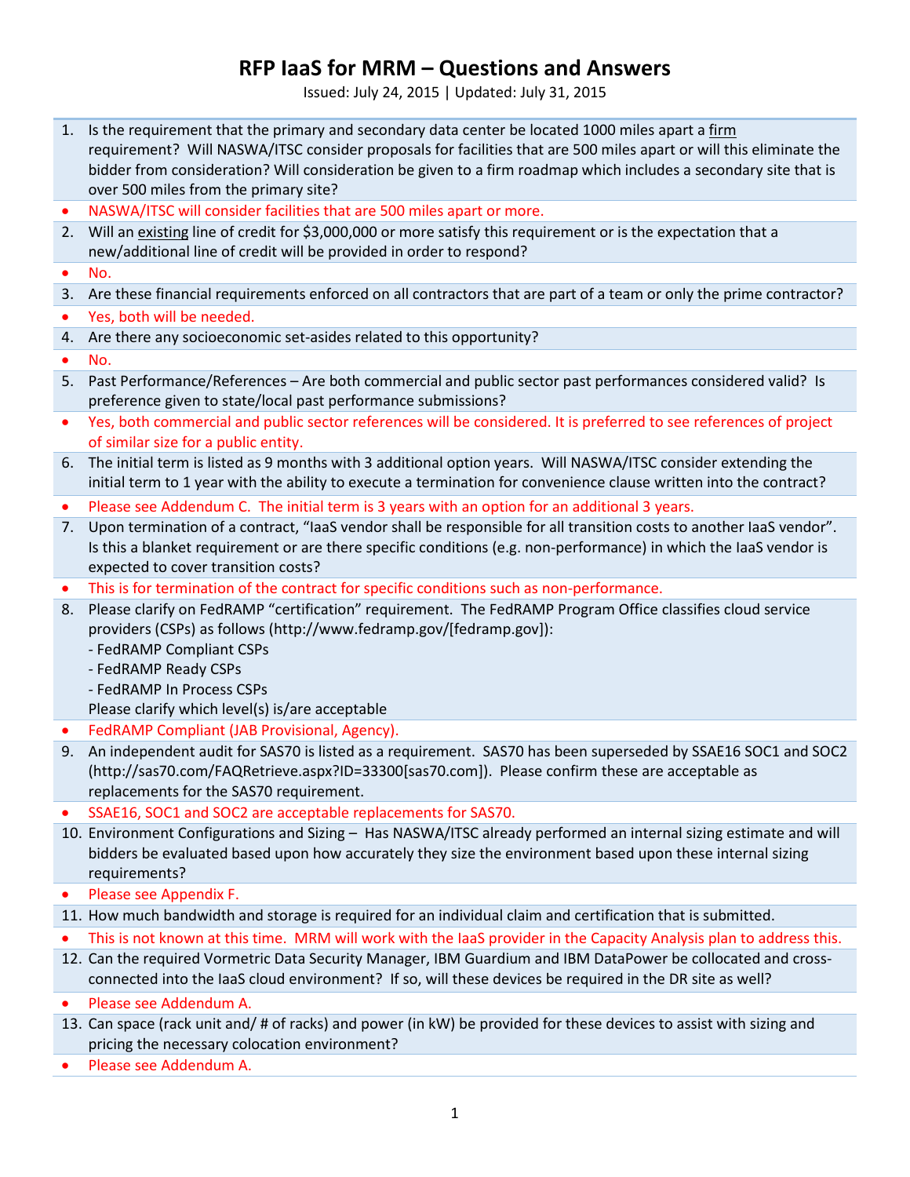# RFP IaaS for MRM – Questions and Answers

Issued: July 24, 2015 | Updated: July 31, 2015

1. Is the requirement that the primary and secondary data center be located 1000 miles apart a firm requirement? Will NASWA/ITSC consider proposals for facilities that are 500 miles apart or will this eliminate the bidder from consideration? Will consideration be given to a firm roadmap which includes a secondary site that is over 500 miles from the primary site?
   - NASWA/ITSC will consider facilities that are 500 miles apart or more.
2. Will an existing line of credit for $3,000,000 or more satisfy this requirement or is the expectation that a new/additional line of credit will be provided in order to respond?
   - No.
3. Are these financial requirements enforced on all contractors that are part of a team or only the prime contractor?
   - Yes, both will be needed.
4. Are there any socioeconomic set-asides related to this opportunity?
   - No.
5. Past Performance/References – Are both commercial and public sector past performances considered valid? Is preference given to state/local past performance submissions?
   - Yes, both commercial and public sector references will be considered. It is preferred to see references of project of similar size for a public entity.
6. The initial term is listed as 9 months with 3 additional option years. Will NASWA/ITSC consider extending the initial term to 1 year with the ability to execute a termination for convenience clause written into the contract?
   - Please see Addendum C. The initial term is 3 years with an option for an additional 3 years.
7. Upon termination of a contract, "IaaS vendor shall be responsible for all transition costs to another IaaS vendor". Is this a blanket requirement or are there specific conditions (e.g. non-performance) in which the IaaS vendor is expected to cover transition costs?
   - This is for termination of the contract for specific conditions such as non-performance.
8. Please clarify on FedRAMP "certification" requirement. The FedRAMP Program Office classifies cloud service providers (CSPs) as follows (http://www.fedramp.gov/[fedramp.gov]):
   - FedRAMP Compliant CSPs
   - FedRAMP Ready CSPs
   - FedRAMP In Process CSPs

   Please clarify which level(s) is/are acceptable
   - FedRAMP Compliant (JAB Provisional, Agency).
9. An independent audit for SAS70 is listed as a requirement. SAS70 has been superseded by SSAE16 SOC1 and SOC2 (http://sas70.com/FAQRetrieve.aspx?ID=33300[sas70.com]). Please confirm these are acceptable as replacements for the SAS70 requirement.
   - SSAE16, SOC1 and SOC2 are acceptable replacements for SAS70.
10. Environment Configurations and Sizing – Has NASWA/ITSC already performed an internal sizing estimate and will bidders be evaluated based upon how accurately they size the environment based upon these internal sizing requirements?
    - Please see Appendix F.
11. How much bandwidth and storage is required for an individual claim and certification that is submitted.
    - This is not known at this time. MRM will work with the IaaS provider in the Capacity Analysis plan to address this.
12. Can the required Vormetric Data Security Manager, IBM Guardium and IBM DataPower be collocated and cross-connected into the IaaS cloud environment? If so, will these devices be required in the DR site as well?
    - Please see Addendum A.
13. Can space (rack unit and/ # of racks) and power (in kW) be provided for these devices to assist with sizing and pricing the necessary colocation environment?
    - Please see Addendum A.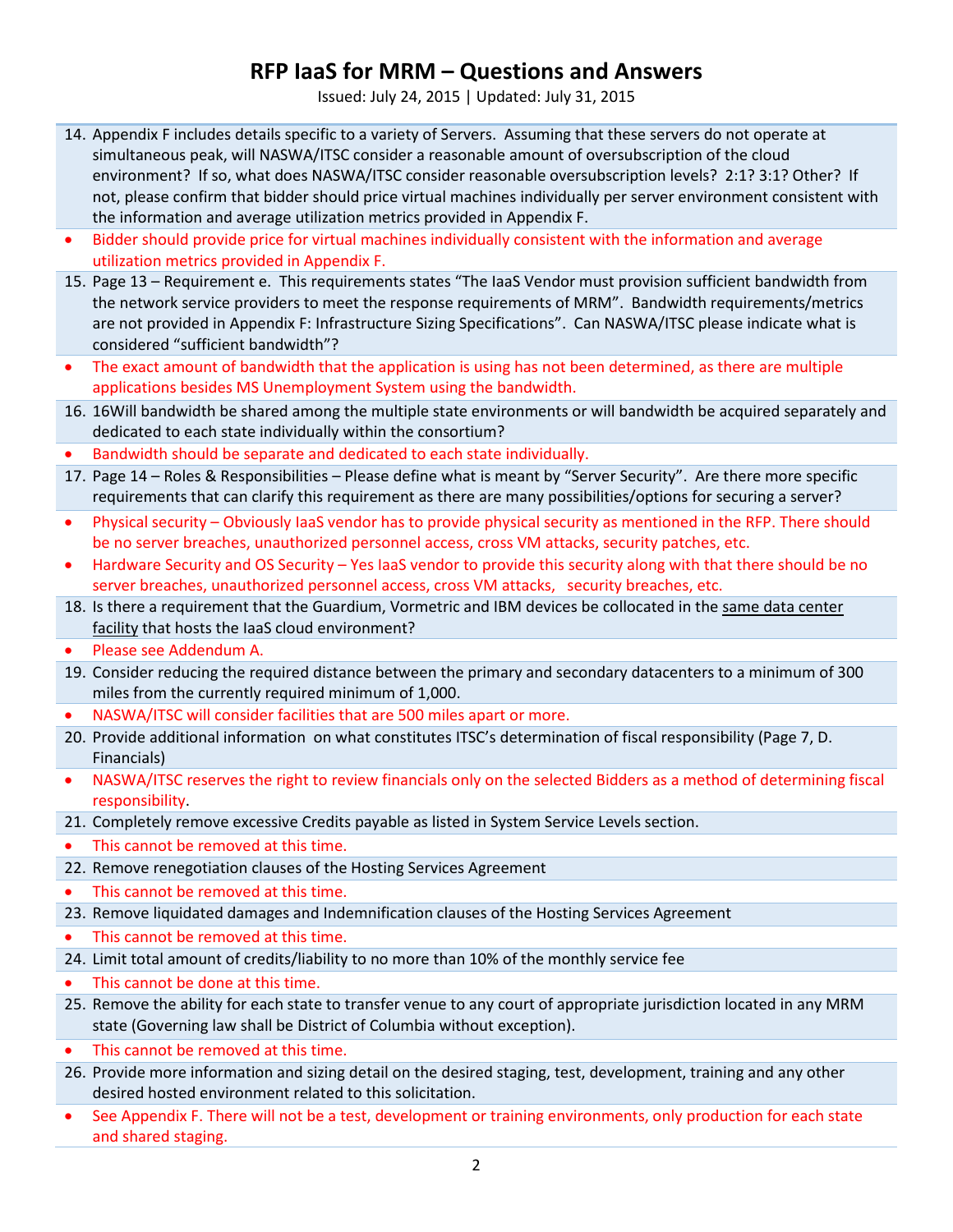# RFP IaaS for MRM – Questions and Answers

Issued: July 24, 2015 | Updated: July 31, 2015

14. Appendix F includes details specific to a variety of Servers. Assuming that these servers do not operate at simultaneous peak, will NASWA/ITSC consider a reasonable amount of oversubscription of the cloud environment? If so, what does NASWA/ITSC consider reasonable oversubscription levels? 2:1? 3:1? Other? If not, please confirm that bidder should price virtual machines individually per server environment consistent with the information and average utilization metrics provided in Appendix F.

- Bidder should provide price for virtual machines individually consistent with the information and average utilization metrics provided in Appendix F.

15. Page 13 – Requirement e. This requirements states "The IaaS Vendor must provision sufficient bandwidth from the network service providers to meet the response requirements of MRM". Bandwidth requirements/metrics are not provided in Appendix F: Infrastructure Sizing Specifications". Can NASWA/ITSC please indicate what is considered "sufficient bandwidth"?

- The exact amount of bandwidth that the application is using has not been determined, as there are multiple applications besides MS Unemployment System using the bandwidth.

16. 16Will bandwidth be shared among the multiple state environments or will bandwidth be acquired separately and dedicated to each state individually within the consortium?

- Bandwidth should be separate and dedicated to each state individually.

17. Page 14 – Roles & Responsibilities – Please define what is meant by "Server Security". Are there more specific requirements that can clarify this requirement as there are many possibilities/options for securing a server?

- Physical security – Obviously IaaS vendor has to provide physical security as mentioned in the RFP. There should be no server breaches, unauthorized personnel access, cross VM attacks, security patches, etc.
- Hardware Security and OS Security – Yes IaaS vendor to provide this security along with that there should be no server breaches, unauthorized personnel access, cross VM attacks, security breaches, etc.

18. Is there a requirement that the Guardium, Vormetric and IBM devices be collocated in the <u>same data center facility</u> that hosts the IaaS cloud environment?

- Please see Addendum A.

19. Consider reducing the required distance between the primary and secondary datacenters to a minimum of 300 miles from the currently required minimum of 1,000.

- NASWA/ITSC will consider facilities that are 500 miles apart or more.

20. Provide additional information on what constitutes ITSC's determination of fiscal responsibility (Page 7, D. Financials)

- NASWA/ITSC reserves the right to review financials only on the selected Bidders as a method of determining fiscal responsibility.

21. Completely remove excessive Credits payable as listed in System Service Levels section.

- This cannot be removed at this time.

22. Remove renegotiation clauses of the Hosting Services Agreement

- This cannot be removed at this time.

23. Remove liquidated damages and Indemnification clauses of the Hosting Services Agreement

- This cannot be removed at this time.

24. Limit total amount of credits/liability to no more than 10% of the monthly service fee

- This cannot be done at this time.

25. Remove the ability for each state to transfer venue to any court of appropriate jurisdiction located in any MRM state (Governing law shall be District of Columbia without exception).

- This cannot be removed at this time.

26. Provide more information and sizing detail on the desired staging, test, development, training and any other desired hosted environment related to this solicitation.

- See Appendix F. There will not be a test, development or training environments, only production for each state and shared staging.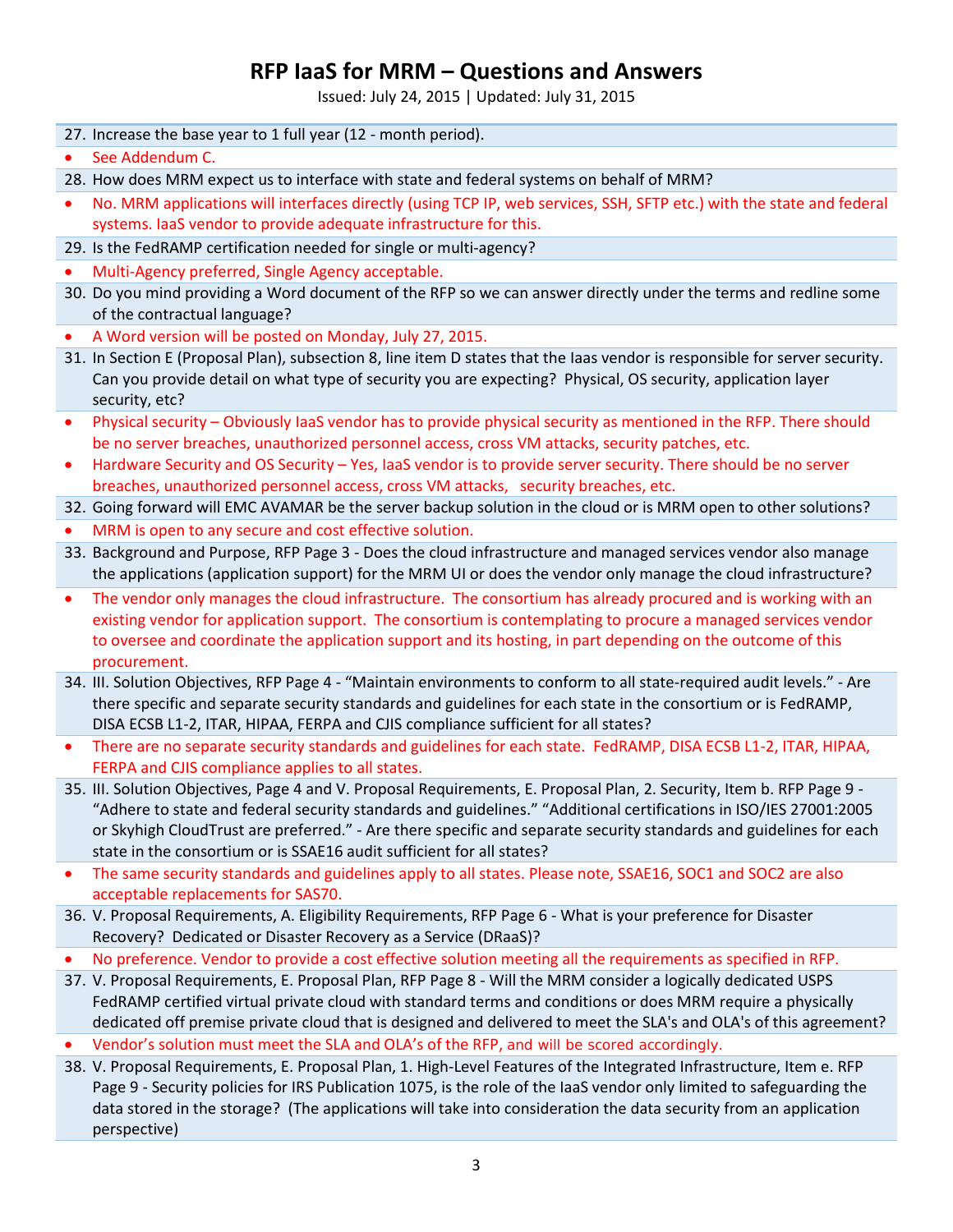# RFP IaaS for MRM – Questions and Answers

Issued: July 24, 2015 | Updated: July 31, 2015

27. Increase the base year to 1 full year (12 - month period).
- See Addendum C.

28. How does MRM expect us to interface with state and federal systems on behalf of MRM?
- No. MRM applications will interfaces directly (using TCP IP, web services, SSH, SFTP etc.) with the state and federal systems. IaaS vendor to provide adequate infrastructure for this.

29. Is the FedRAMP certification needed for single or multi-agency?
- Multi-Agency preferred, Single Agency acceptable.

30. Do you mind providing a Word document of the RFP so we can answer directly under the terms and redline some of the contractual language?
- A Word version will be posted on Monday, July 27, 2015.

31. In Section E (Proposal Plan), subsection 8, line item D states that the Iaas vendor is responsible for server security. Can you provide detail on what type of security you are expecting? Physical, OS security, application layer security, etc?
- Physical security – Obviously IaaS vendor has to provide physical security as mentioned in the RFP. There should be no server breaches, unauthorized personnel access, cross VM attacks, security patches, etc.
- Hardware Security and OS Security – Yes, IaaS vendor is to provide server security. There should be no server breaches, unauthorized personnel access, cross VM attacks, security breaches, etc.

32. Going forward will EMC AVAMAR be the server backup solution in the cloud or is MRM open to other solutions?
- MRM is open to any secure and cost effective solution.

33. Background and Purpose, RFP Page 3 - Does the cloud infrastructure and managed services vendor also manage the applications (application support) for the MRM UI or does the vendor only manage the cloud infrastructure?
- The vendor only manages the cloud infrastructure. The consortium has already procured and is working with an existing vendor for application support. The consortium is contemplating to procure a managed services vendor to oversee and coordinate the application support and its hosting, in part depending on the outcome of this procurement.

34. III. Solution Objectives, RFP Page 4 - "Maintain environments to conform to all state-required audit levels." - Are there specific and separate security standards and guidelines for each state in the consortium or is FedRAMP, DISA ECSB L1-2, ITAR, HIPAA, FERPA and CJIS compliance sufficient for all states?
- There are no separate security standards and guidelines for each state. FedRAMP, DISA ECSB L1-2, ITAR, HIPAA, FERPA and CJIS compliance applies to all states.

35. III. Solution Objectives, Page 4 and V. Proposal Requirements, E. Proposal Plan, 2. Security, Item b. RFP Page 9 - "Adhere to state and federal security standards and guidelines." "Additional certifications in ISO/IES 27001:2005 or Skyhigh CloudTrust are preferred." - Are there specific and separate security standards and guidelines for each state in the consortium or is SSAE16 audit sufficient for all states?
- The same security standards and guidelines apply to all states. Please note, SSAE16, SOC1 and SOC2 are also acceptable replacements for SAS70.

36. V. Proposal Requirements, A. Eligibility Requirements, RFP Page 6 - What is your preference for Disaster Recovery? Dedicated or Disaster Recovery as a Service (DRaaS)?
- No preference. Vendor to provide a cost effective solution meeting all the requirements as specified in RFP.

37. V. Proposal Requirements, E. Proposal Plan, RFP Page 8 - Will the MRM consider a logically dedicated USPS FedRAMP certified virtual private cloud with standard terms and conditions or does MRM require a physically dedicated off premise private cloud that is designed and delivered to meet the SLA's and OLA's of this agreement?
- Vendor's solution must meet the SLA and OLA's of the RFP, and will be scored accordingly.

38. V. Proposal Requirements, E. Proposal Plan, 1. High-Level Features of the Integrated Infrastructure, Item e. RFP Page 9 - Security policies for IRS Publication 1075, is the role of the IaaS vendor only limited to safeguarding the data stored in the storage? (The applications will take into consideration the data security from an application perspective)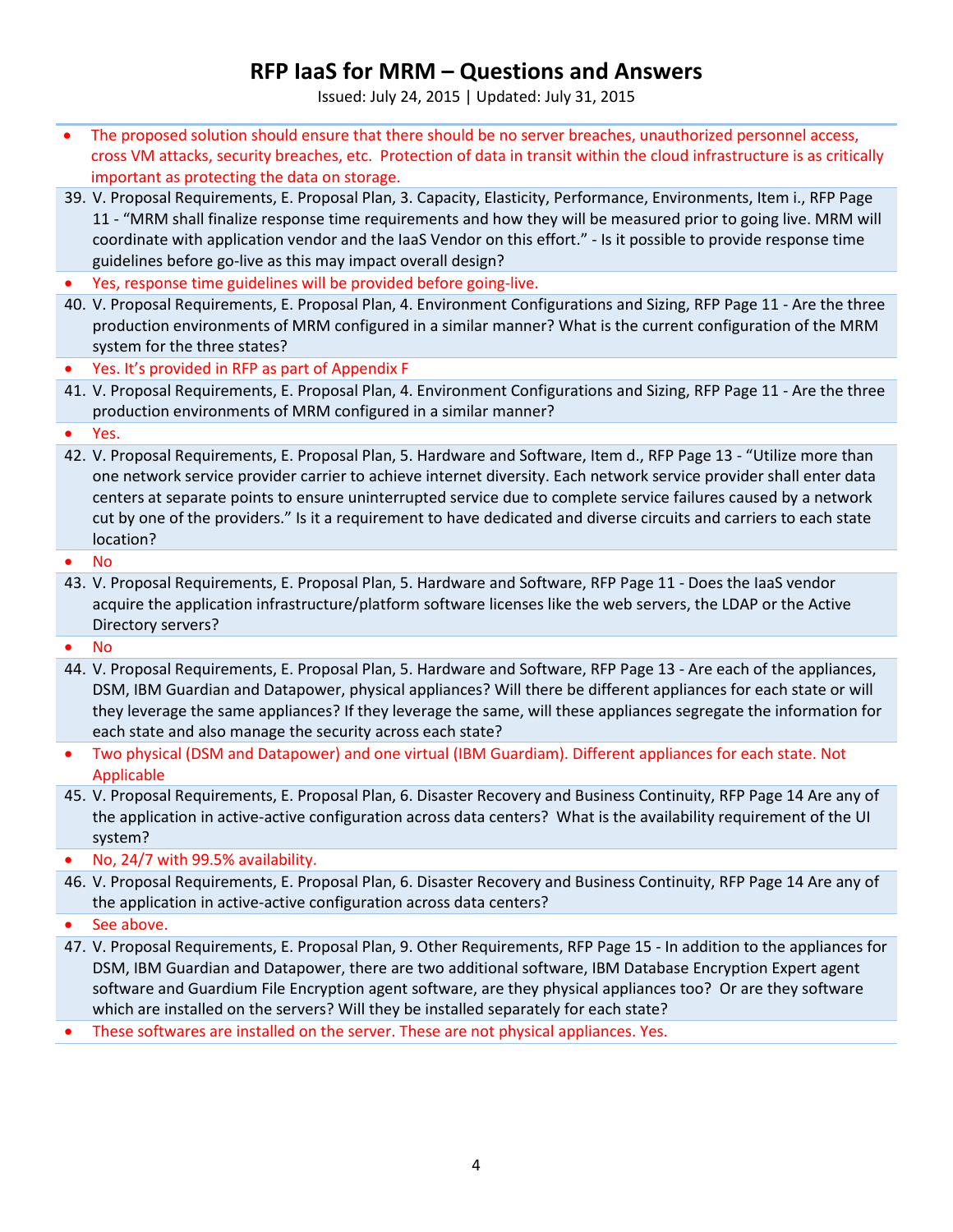# RFP IaaS for MRM – Questions and Answers

Issued: July 24, 2015 | Updated: July 31, 2015

- The proposed solution should ensure that there should be no server breaches, unauthorized personnel access, cross VM attacks, security breaches, etc. Protection of data in transit within the cloud infrastructure is as critically important as protecting the data on storage.

39. V. Proposal Requirements, E. Proposal Plan, 3. Capacity, Elasticity, Performance, Environments, Item i., RFP Page 11 - "MRM shall finalize response time requirements and how they will be measured prior to going live. MRM will coordinate with application vendor and the IaaS Vendor on this effort." - Is it possible to provide response time guidelines before go-live as this may impact overall design?

- Yes, response time guidelines will be provided before going-live.

40. V. Proposal Requirements, E. Proposal Plan, 4. Environment Configurations and Sizing, RFP Page 11 - Are the three production environments of MRM configured in a similar manner? What is the current configuration of the MRM system for the three states?

- Yes. It's provided in RFP as part of Appendix F

41. V. Proposal Requirements, E. Proposal Plan, 4. Environment Configurations and Sizing, RFP Page 11 - Are the three production environments of MRM configured in a similar manner?

- Yes.

42. V. Proposal Requirements, E. Proposal Plan, 5. Hardware and Software, Item d., RFP Page 13 - "Utilize more than one network service provider carrier to achieve internet diversity. Each network service provider shall enter data centers at separate points to ensure uninterrupted service due to complete service failures caused by a network cut by one of the providers." Is it a requirement to have dedicated and diverse circuits and carriers to each state location?

- No

43. V. Proposal Requirements, E. Proposal Plan, 5. Hardware and Software, RFP Page 11 - Does the IaaS vendor acquire the application infrastructure/platform software licenses like the web servers, the LDAP or the Active Directory servers?

- No

44. V. Proposal Requirements, E. Proposal Plan, 5. Hardware and Software, RFP Page 13 - Are each of the appliances, DSM, IBM Guardian and Datapower, physical appliances? Will there be different appliances for each state or will they leverage the same appliances? If they leverage the same, will these appliances segregate the information for each state and also manage the security across each state?

- Two physical (DSM and Datapower) and one virtual (IBM Guardiam). Different appliances for each state. Not Applicable

45. V. Proposal Requirements, E. Proposal Plan, 6. Disaster Recovery and Business Continuity, RFP Page 14 Are any of the application in active-active configuration across data centers? What is the availability requirement of the UI system?

- No, 24/7 with 99.5% availability.

46. V. Proposal Requirements, E. Proposal Plan, 6. Disaster Recovery and Business Continuity, RFP Page 14 Are any of the application in active-active configuration across data centers?

- See above.

47. V. Proposal Requirements, E. Proposal Plan, 9. Other Requirements, RFP Page 15 - In addition to the appliances for DSM, IBM Guardian and Datapower, there are two additional software, IBM Database Encryption Expert agent software and Guardium File Encryption agent software, are they physical appliances too? Or are they software which are installed on the servers? Will they be installed separately for each state?

- These softwares are installed on the server. These are not physical appliances. Yes.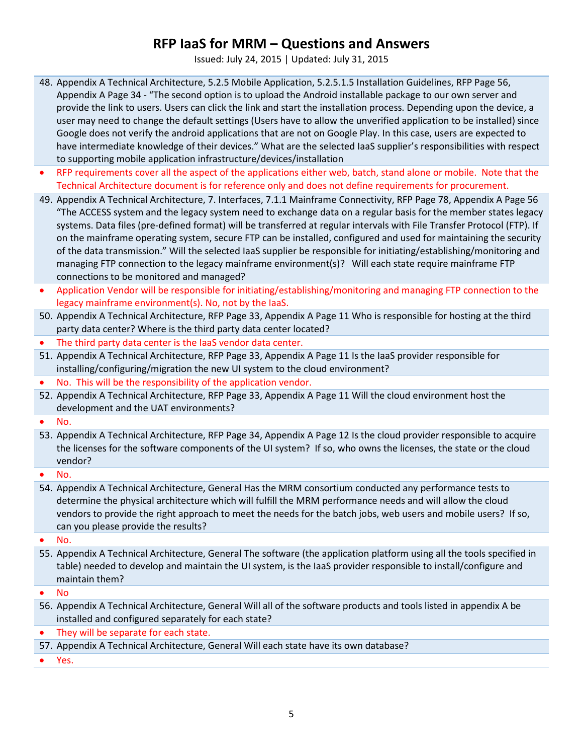# RFP IaaS for MRM – Questions and Answers

Issued: July 24, 2015 | Updated: July 31, 2015

48. Appendix A Technical Architecture, 5.2.5 Mobile Application, 5.2.5.1.5 Installation Guidelines, RFP Page 56, Appendix A Page 34 - "The second option is to upload the Android installable package to our own server and provide the link to users. Users can click the link and start the installation process. Depending upon the device, a user may need to change the default settings (Users have to allow the unverified application to be installed) since Google does not verify the android applications that are not on Google Play. In this case, users are expected to have intermediate knowledge of their devices." What are the selected IaaS supplier's responsibilities with respect to supporting mobile application infrastructure/devices/installation

- RFP requirements cover all the aspect of the applications either web, batch, stand alone or mobile. Note that the Technical Architecture document is for reference only and does not define requirements for procurement.

49. Appendix A Technical Architecture, 7. Interfaces, 7.1.1 Mainframe Connectivity, RFP Page 78, Appendix A Page 56 "The ACCESS system and the legacy system need to exchange data on a regular basis for the member states legacy systems. Data files (pre-defined format) will be transferred at regular intervals with File Transfer Protocol (FTP). If on the mainframe operating system, secure FTP can be installed, configured and used for maintaining the security of the data transmission." Will the selected IaaS supplier be responsible for initiating/establishing/monitoring and managing FTP connection to the legacy mainframe environment(s)? Will each state require mainframe FTP connections to be monitored and managed?

- Application Vendor will be responsible for initiating/establishing/monitoring and managing FTP connection to the legacy mainframe environment(s). No, not by the IaaS.

50. Appendix A Technical Architecture, RFP Page 33, Appendix A Page 11 Who is responsible for hosting at the third party data center? Where is the third party data center located?

- The third party data center is the IaaS vendor data center.

51. Appendix A Technical Architecture, RFP Page 33, Appendix A Page 11 Is the IaaS provider responsible for installing/configuring/migration the new UI system to the cloud environment?

- No. This will be the responsibility of the application vendor.

52. Appendix A Technical Architecture, RFP Page 33, Appendix A Page 11 Will the cloud environment host the development and the UAT environments?

- No.

53. Appendix A Technical Architecture, RFP Page 34, Appendix A Page 12 Is the cloud provider responsible to acquire the licenses for the software components of the UI system? If so, who owns the licenses, the state or the cloud vendor?

- No.

54. Appendix A Technical Architecture, General Has the MRM consortium conducted any performance tests to determine the physical architecture which will fulfill the MRM performance needs and will allow the cloud vendors to provide the right approach to meet the needs for the batch jobs, web users and mobile users? If so, can you please provide the results?

- No.

55. Appendix A Technical Architecture, General The software (the application platform using all the tools specified in table) needed to develop and maintain the UI system, is the IaaS provider responsible to install/configure and maintain them?

- No

56. Appendix A Technical Architecture, General Will all of the software products and tools listed in appendix A be installed and configured separately for each state?

- They will be separate for each state.

57. Appendix A Technical Architecture, General Will each state have its own database?

- Yes.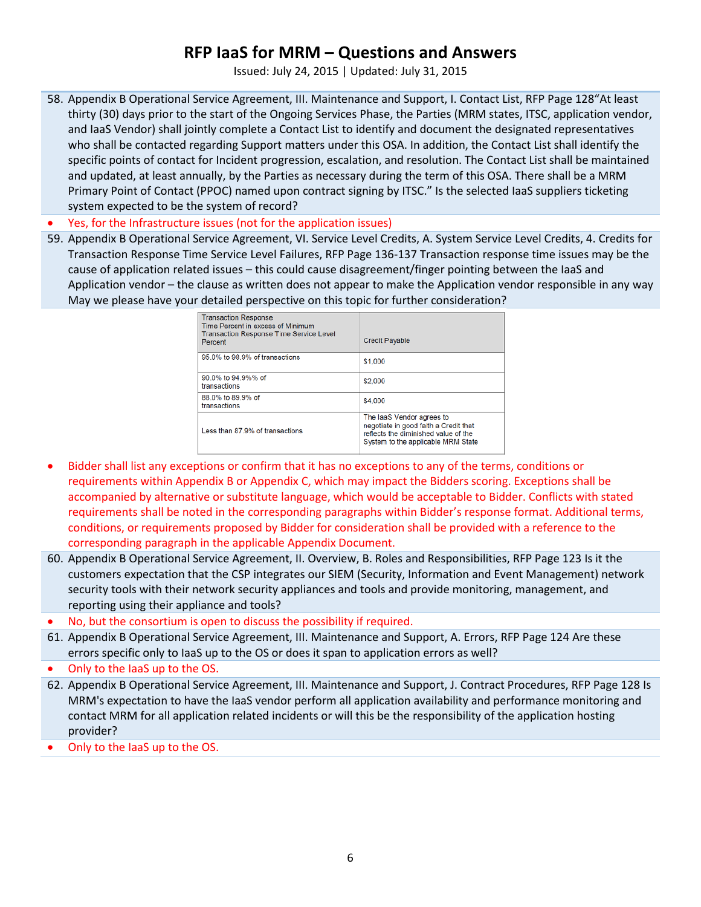58. Appendix B Operational Service Agreement, III. Maintenance and Support, I. Contact List, RFP Page 128"At least thirty (30) days prior to the start of the Ongoing Services Phase, the Parties (MRM states, ITSC, application vendor, and IaaS Vendor) shall jointly complete a Contact List to identify and document the designated representatives who shall be contacted regarding Support matters under this OSA. In addition, the Contact List shall identify the specific points of contact for Incident progression, escalation, and resolution. The Contact List shall be maintained and updated, at least annually, by the Parties as necessary during the term of this OSA. There shall be a MRM Primary Point of Contact (PPOC) named upon contract signing by ITSC." Is the selected IaaS suppliers ticketing system expected to be the system of record?

- Yes, for the Infrastructure issues (not for the application issues)

59. Appendix B Operational Service Agreement, VI. Service Level Credits, A. System Service Level Credits, 4. Credits for Transaction Response Time Service Level Failures, RFP Page 136-137 Transaction response time issues may be the cause of application related issues – this could cause disagreement/finger pointing between the IaaS and Application vendor – the clause as written does not appear to make the Application vendor responsible in any way May we please have your detailed perspective on this topic for further consideration?

| Transaction Response Time Percent in excess of Minimum Transaction Response Time Service Level Percent | Credit Payable |
|---|---|
| 95.0% to 98.9% of transactions | $1,000 |
| 90.0% to 94.9%% of transactions | $2,000 |
| 88.0% to 89.9% of transactions | $4,000 |
| Less than 87.9% of transactions | The IaaS Vendor agrees to negotiate in good faith a Credit that reflects the diminished value of the System to the applicable MRM State |

- Bidder shall list any exceptions or confirm that it has no exceptions to any of the terms, conditions or requirements within Appendix B or Appendix C, which may impact the Bidders scoring. Exceptions shall be accompanied by alternative or substitute language, which would be acceptable to Bidder. Conflicts with stated requirements shall be noted in the corresponding paragraphs within Bidder's response format. Additional terms, conditions, or requirements proposed by Bidder for consideration shall be provided with a reference to the corresponding paragraph in the applicable Appendix Document.

60. Appendix B Operational Service Agreement, II. Overview, B. Roles and Responsibilities, RFP Page 123 Is it the customers expectation that the CSP integrates our SIEM (Security, Information and Event Management) network security tools with their network security appliances and tools and provide monitoring, management, and reporting using their appliance and tools?

- No, but the consortium is open to discuss the possibility if required.

61. Appendix B Operational Service Agreement, III. Maintenance and Support, A. Errors, RFP Page 124 Are these errors specific only to IaaS up to the OS or does it span to application errors as well?

- Only to the IaaS up to the OS.

62. Appendix B Operational Service Agreement, III. Maintenance and Support, J. Contract Procedures, RFP Page 128 Is MRM's expectation to have the IaaS vendor perform all application availability and performance monitoring and contact MRM for all application related incidents or will this be the responsibility of the application hosting provider?

- Only to the IaaS up to the OS.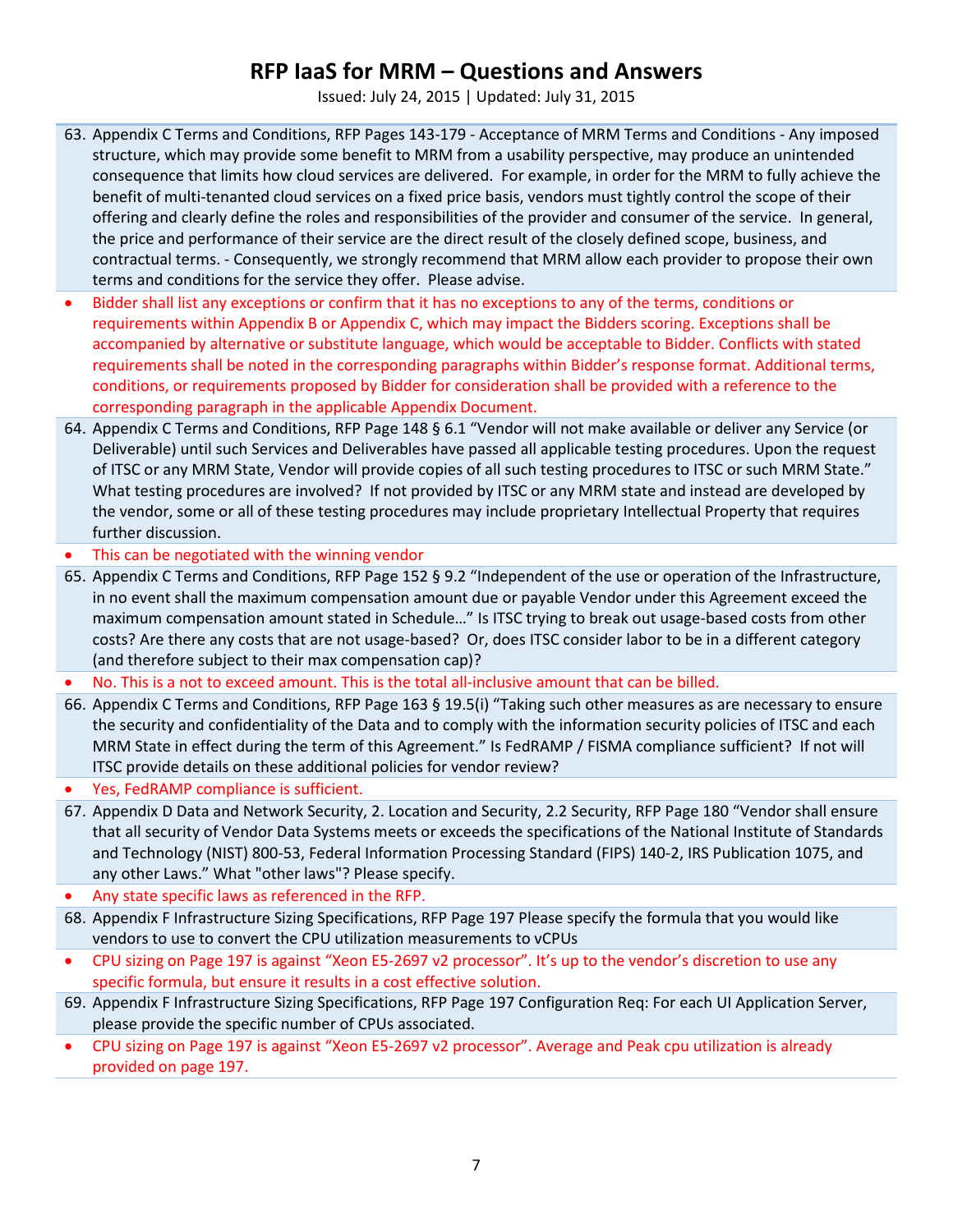# RFP IaaS for MRM – Questions and Answers

Issued: July 24, 2015 | Updated: July 31, 2015

63. Appendix C Terms and Conditions, RFP Pages 143-179 - Acceptance of MRM Terms and Conditions - Any imposed structure, which may provide some benefit to MRM from a usability perspective, may produce an unintended consequence that limits how cloud services are delivered. For example, in order for the MRM to fully achieve the benefit of multi-tenanted cloud services on a fixed price basis, vendors must tightly control the scope of their offering and clearly define the roles and responsibilities of the provider and consumer of the service. In general, the price and performance of their service are the direct result of the closely defined scope, business, and contractual terms. - Consequently, we strongly recommend that MRM allow each provider to propose their own terms and conditions for the service they offer. Please advise.

- Bidder shall list any exceptions or confirm that it has no exceptions to any of the terms, conditions or requirements within Appendix B or Appendix C, which may impact the Bidders scoring. Exceptions shall be accompanied by alternative or substitute language, which would be acceptable to Bidder. Conflicts with stated requirements shall be noted in the corresponding paragraphs within Bidder's response format. Additional terms, conditions, or requirements proposed by Bidder for consideration shall be provided with a reference to the corresponding paragraph in the applicable Appendix Document.

64. Appendix C Terms and Conditions, RFP Page 148 § 6.1 "Vendor will not make available or deliver any Service (or Deliverable) until such Services and Deliverables have passed all applicable testing procedures. Upon the request of ITSC or any MRM State, Vendor will provide copies of all such testing procedures to ITSC or such MRM State." What testing procedures are involved? If not provided by ITSC or any MRM state and instead are developed by the vendor, some or all of these testing procedures may include proprietary Intellectual Property that requires further discussion.

- This can be negotiated with the winning vendor

65. Appendix C Terms and Conditions, RFP Page 152 § 9.2 "Independent of the use or operation of the Infrastructure, in no event shall the maximum compensation amount due or payable Vendor under this Agreement exceed the maximum compensation amount stated in Schedule…" Is ITSC trying to break out usage-based costs from other costs? Are there any costs that are not usage-based? Or, does ITSC consider labor to be in a different category (and therefore subject to their max compensation cap)?

- No. This is a not to exceed amount. This is the total all-inclusive amount that can be billed.

66. Appendix C Terms and Conditions, RFP Page 163 § 19.5(i) "Taking such other measures as are necessary to ensure the security and confidentiality of the Data and to comply with the information security policies of ITSC and each MRM State in effect during the term of this Agreement." Is FedRAMP / FISMA compliance sufficient? If not will ITSC provide details on these additional policies for vendor review?

- Yes, FedRAMP compliance is sufficient.

67. Appendix D Data and Network Security, 2. Location and Security, 2.2 Security, RFP Page 180 "Vendor shall ensure that all security of Vendor Data Systems meets or exceeds the specifications of the National Institute of Standards and Technology (NIST) 800-53, Federal Information Processing Standard (FIPS) 140-2, IRS Publication 1075, and any other Laws." What "other laws"? Please specify.

- Any state specific laws as referenced in the RFP.

68. Appendix F Infrastructure Sizing Specifications, RFP Page 197 Please specify the formula that you would like vendors to use to convert the CPU utilization measurements to vCPUs

- CPU sizing on Page 197 is against "Xeon E5-2697 v2 processor". It's up to the vendor's discretion to use any specific formula, but ensure it results in a cost effective solution.

69. Appendix F Infrastructure Sizing Specifications, RFP Page 197 Configuration Req: For each UI Application Server, please provide the specific number of CPUs associated.

- CPU sizing on Page 197 is against "Xeon E5-2697 v2 processor". Average and Peak cpu utilization is already provided on page 197.